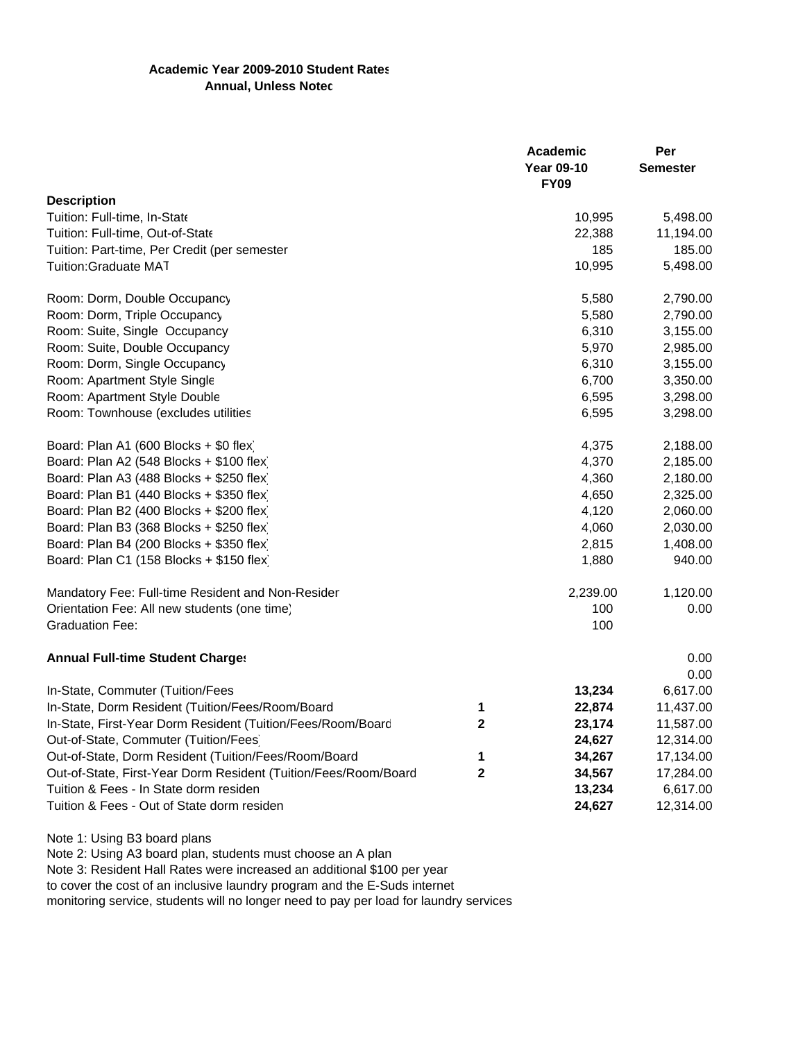**Academic Year 2009-2010 Student Rates**
**Annual, Unless Notec**

| Description | | Academic Year 09-10 FY09 | Per Semester |
|---|---|---|---|
| Tuition: Full-time, In-State | | 10,995 | 5,498.00 |
| Tuition: Full-time, Out-of-State | | 22,388 | 11,194.00 |
| Tuition: Part-time, Per Credit (per semester | | 185 | 185.00 |
| Tuition:Graduate MAT | | 10,995 | 5,498.00 |
| | | | |
| Room: Dorm, Double Occupancy | | 5,580 | 2,790.00 |
| Room: Dorm, Triple Occupancy | | 5,580 | 2,790.00 |
| Room: Suite, Single Occupancy | | 6,310 | 3,155.00 |
| Room: Suite, Double Occupancy | | 5,970 | 2,985.00 |
| Room: Dorm, Single Occupancy | | 6,310 | 3,155.00 |
| Room: Apartment Style Single | | 6,700 | 3,350.00 |
| Room: Apartment Style Double | | 6,595 | 3,298.00 |
| Room: Townhouse (excludes utilities | | 6,595 | 3,298.00 |
| | | | |
| Board: Plan A1 (600 Blocks + $0 flex) | | 4,375 | 2,188.00 |
| Board: Plan A2 (548 Blocks + $100 flex) | | 4,370 | 2,185.00 |
| Board: Plan A3 (488 Blocks + $250 flex) | | 4,360 | 2,180.00 |
| Board: Plan B1 (440 Blocks + $350 flex) | | 4,650 | 2,325.00 |
| Board: Plan B2 (400 Blocks + $200 flex) | | 4,120 | 2,060.00 |
| Board: Plan B3 (368 Blocks + $250 flex) | | 4,060 | 2,030.00 |
| Board: Plan B4 (200 Blocks + $350 flex) | | 2,815 | 1,408.00 |
| Board: Plan C1 (158 Blocks + $150 flex) | | 1,880 | 940.00 |
| | | | |
| Mandatory Fee: Full-time Resident and Non-Resider | | 2,239.00 | 1,120.00 |
| Orientation Fee: All new students (one time) | | 100 | 0.00 |
| Graduation Fee: | | 100 | |
| | | | |
| **Annual Full-time Student Charges** | | | 0.00 |
| | | | 0.00 |
| In-State, Commuter (Tuition/Fees | | **13,234** | 6,617.00 |
| In-State, Dorm Resident (Tuition/Fees/Room/Board | **1** | **22,874** | 11,437.00 |
| In-State, First-Year Dorm Resident (Tuition/Fees/Room/Board | **2** | **23,174** | 11,587.00 |
| Out-of-State, Commuter (Tuition/Fees) | | **24,627** | 12,314.00 |
| Out-of-State, Dorm Resident (Tuition/Fees/Room/Board | **1** | **34,267** | 17,134.00 |
| Out-of-State, First-Year Dorm Resident (Tuition/Fees/Room/Board | **2** | **34,567** | 17,284.00 |
| Tuition & Fees - In State dorm residen | | **13,234** | 6,617.00 |
| Tuition & Fees - Out of State dorm residen | | **24,627** | 12,314.00 |

Note 1: Using B3 board plans
Note 2: Using A3 board plan, students must choose an A plan
Note 3: Resident Hall Rates were increased an additional $100 per year
to cover the cost of an inclusive laundry program and the E-Suds internet
monitoring service, students will no longer need to pay per load for laundry services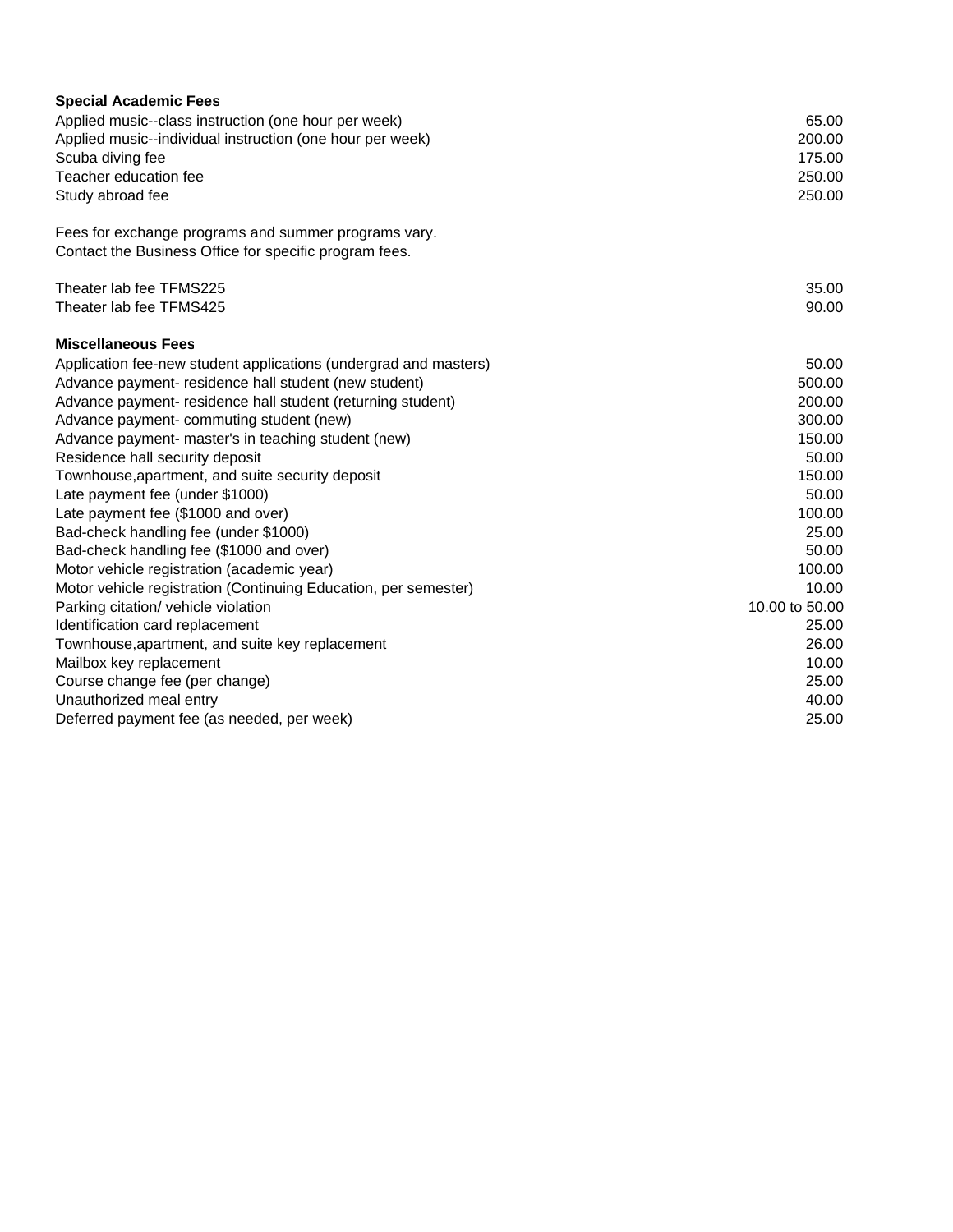**Special Academic Fees**

| | |
|---|---|
| Applied music--class instruction (one hour per week) | 65.00 |
| Applied music--individual instruction (one hour per week) | 200.00 |
| Scuba diving fee | 175.00 |
| Teacher education fee | 250.00 |
| Study abroad fee | 250.00 |

Fees for exchange programs and summer programs vary.
Contact the Business Office for specific program fees.

| | |
|---|---|
| Theater lab fee TFMS225 | 35.00 |
| Theater lab fee TFMS425 | 90.00 |

**Miscellaneous Fees**

| | |
|---|---|
| Application fee-new student applications (undergrad and masters) | 50.00 |
| Advance payment- residence hall student (new student) | 500.00 |
| Advance payment- residence hall student (returning student) | 200.00 |
| Advance payment- commuting student (new) | 300.00 |
| Advance payment- master's in teaching student (new) | 150.00 |
| Residence hall security deposit | 50.00 |
| Townhouse,apartment, and suite security deposit | 150.00 |
| Late payment fee (under $1000) | 50.00 |
| Late payment fee ($1000 and over) | 100.00 |
| Bad-check handling fee (under $1000) | 25.00 |
| Bad-check handling fee ($1000 and over) | 50.00 |
| Motor vehicle registration (academic year) | 100.00 |
| Motor vehicle registration (Continuing Education, per semester) | 10.00 |
| Parking citation/ vehicle violation | 10.00 to 50.00 |
| Identification card replacement | 25.00 |
| Townhouse,apartment, and suite key replacement | 26.00 |
| Mailbox key replacement | 10.00 |
| Course change fee (per change) | 25.00 |
| Unauthorized meal entry | 40.00 |
| Deferred payment fee (as needed, per week) | 25.00 |